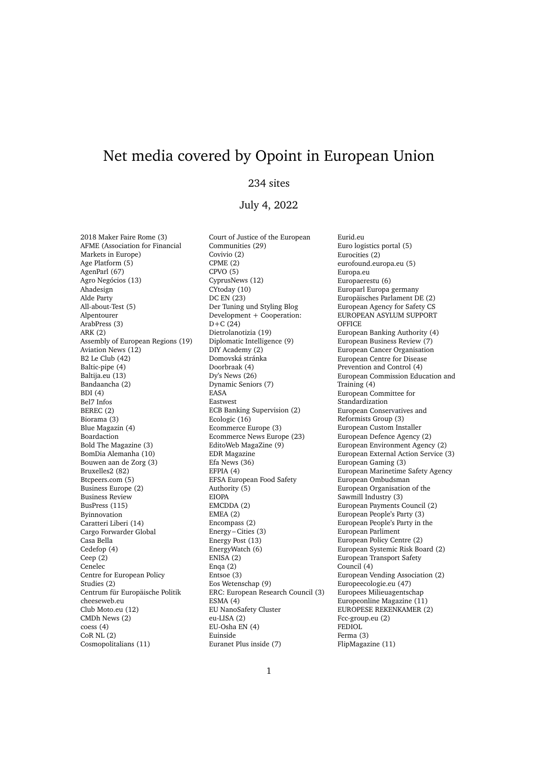# Net media covered by Opoint in European Union

234 sites

July 4, 2022

2018 Maker Faire Rome (3)
AFME (Association for Financial Markets in Europe)
Age Platform (5)
AgenParl (67)
Agro Negócios (13)
Ahadesign
Alde Party
All-about-Test (5)
Alpentourer
ArabPress (3)
ARK (2)
Assembly of European Regions (19)
Aviation News (12)
B2 Le Club (42)
Baltic-pipe (4)
Baltija.eu (13)
Bandaancha (2)
BDI (4)
Bel7 Infos
BEREC (2)
Biorama (3)
Blue Magazin (4)
Boardaction
Bold The Magazine (3)
BomDia Alemanha (10)
Bouwen aan de Zorg (3)
Bruxelles2 (82)
Btcpeers.com (5)
Business Europe (2)
Business Review
BusPress (115)
Byinnovation
Caratteri Liberi (14)
Cargo Forwarder Global
Casa Bella
Cedefop (4)
Ceep (2)
Cenelec
Centre for European Policy Studies (2)
Centrum für Europäische Politik
cheeseweb.eu
Club Moto.eu (12)
CMDh News (2)
coess (4)
CoR NL (2)
Cosmopolitalians (11)
Court of Justice of the European Communities (29)
Covivio (2)
CPME (2)
CPVO (5)
CyprusNews (12)
CYtoday (10)
DC EN (23)
Der Tuning und Styling Blog
Development + Cooperation: D+C (24)
Dietrolanotizia (19)
Diplomatic Intelligence (9)
DIY Academy (2)
Domovská stránka
Doorbraak (4)
Dy's News (26)
Dynamic Seniors (7)
EASA
Eastwest
ECB Banking Supervision (2)
Ecologic (16)
Ecommerce Europe (3)
Ecommerce News Europe (23)
EditoWeb MagaZine (9)
EDR Magazine
Efa News (36)
EFPIA (4)
EFSA European Food Safety Authority (5)
EIOPA
EMCDDA (2)
EMEA (2)
Encompass (2)
Energy – Cities (3)
Energy Post (13)
EnergyWatch (6)
ENISA (2)
Enqa (2)
Entsoe (3)
Eos Wetenschap (9)
ERC: European Research Council (3)
ESMA (4)
EU NanoSafety Cluster
eu-LISA (2)
EU-Osha EN (4)
Euinside
Euranet Plus inside (7)
Eurid.eu
Euro logistics portal (5)
Eurocities (2)
eurofound.europa.eu (5)
Europa.eu
Europaerestu (6)
Europarl Europa germany
Europäisches Parlament DE (2)
European Agency for Safety CS
EUROPEAN ASYLUM SUPPORT OFFICE
European Banking Authority (4)
European Business Review (7)
European Cancer Organisation
European Centre for Disease Prevention and Control (4)
European Commission Education and Training (4)
European Committee for Standardization
European Conservatives and Reformists Group (3)
European Custom Installer
European Defence Agency (2)
European Environment Agency (2)
European External Action Service (3)
European Gaming (3)
European Marinetime Safety Agency
European Ombudsman
European Organisation of the Sawmill Industry (3)
European Payments Council (2)
European People's Party (3)
European People's Party in the European Parliment
European Policy Centre (2)
European Systemic Risk Board (2)
European Transport Safety Council (4)
European Vending Association (2)
Europeecologie.eu (47)
Europees Milieuagentschap
Europeonline Magazine (11)
EUROPESE REKENKAMER (2)
Fcc-group.eu (2)
FEDIOL
Ferma (3)
FlipMagazine (11)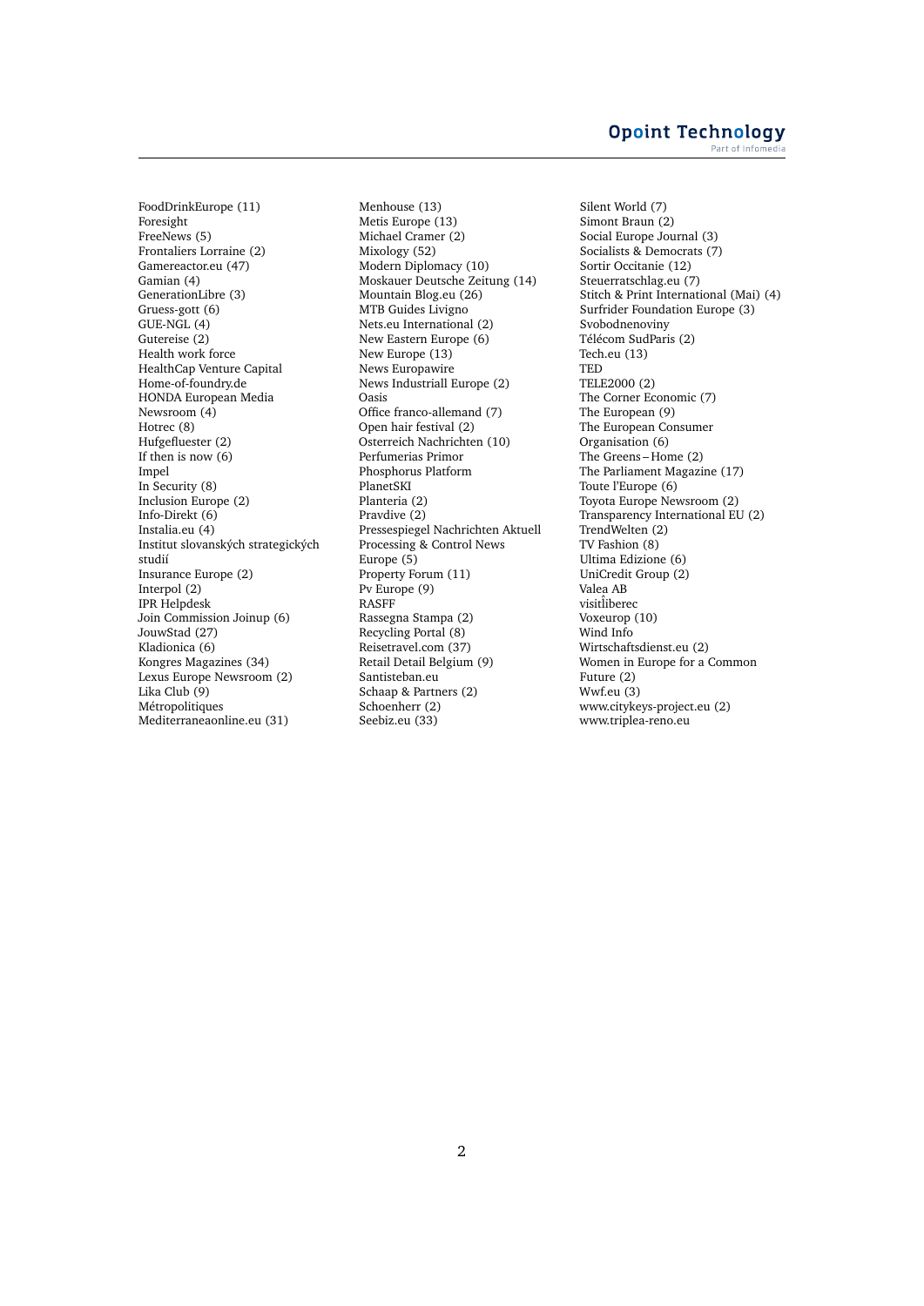FoodDrinkEurope (11)
Foresight
FreeNews (5)
Frontaliers Lorraine (2)
Gamereactor.eu (47)
Gamian (4)
GenerationLibre (3)
Gruess-gott (6)
GUE-NGL (4)
Gutereise (2)
Health work force
HealthCap Venture Capital
Home-of-foundry.de
HONDA European Media Newsroom (4)
Hotrec (8)
Hufgefluester (2)
If then is now (6)
Impel
In Security (8)
Inclusion Europe (2)
Info-Direkt (6)
Instalia.eu (4)
Institut slovanských strategických studií
Insurance Europe (2)
Interpol (2)
IPR Helpdesk
Join Commission Joinup (6)
JouwStad (27)
Kladionica (6)
Kongres Magazines (34)
Lexus Europe Newsroom (2)
Lika Club (9)
Métropolitiques
Mediterraneaonline.eu (31)
Menhouse (13)
Metis Europe (13)
Michael Cramer (2)
Mixology (52)
Modern Diplomacy (10)
Moskauer Deutsche Zeitung (14)
Mountain Blog.eu (26)
MTB Guides Livigno
Nets.eu International (2)
New Eastern Europe (6)
New Europe (13)
News Europawire
News Industriall Europe (2)
Oasis
Office franco-allemand (7)
Open hair festival (2)
Osterreich Nachrichten (10)
Perfumerias Primor
Phosphorus Platform
PlanetSKI
Planteria (2)
Pravdive (2)
Pressespiegel Nachrichten Aktuell
Processing & Control News Europe (5)
Property Forum (11)
Pv Europe (9)
RASFF
Rassegna Stampa (2)
Recycling Portal (8)
Reisetravel.com (37)
Retail Detail Belgium (9)
Santisteban.eu
Schaap & Partners (2)
Schoenherr (2)
Seebiz.eu (33)
Silent World (7)
Simont Braun (2)
Social Europe Journal (3)
Socialists & Democrats (7)
Sortir Occitanie (12)
Steuerratschlag.eu (7)
Stitch & Print International (Mai) (4)
Surfrider Foundation Europe (3)
Svobodnenoviny
Télécom SudParis (2)
Tech.eu (13)
TED
TELE2000 (2)
The Corner Economic (7)
The European (9)
The European Consumer Organisation (6)
The Greens – Home (2)
The Parliament Magazine (17)
Toute l'Europe (6)
Toyota Europe Newsroom (2)
Transparency International EU (2)
TrendWelten (2)
TV Fashion (8)
Ultima Edizione (6)
UniCredit Group (2)
Valea AB
visitliberec
Voxeurop (10)
Wind Info
Wirtschaftsdienst.eu (2)
Women in Europe for a Common Future (2)
Wwf.eu (3)
www.citykeys-project.eu (2)
www.triplea-reno.eu